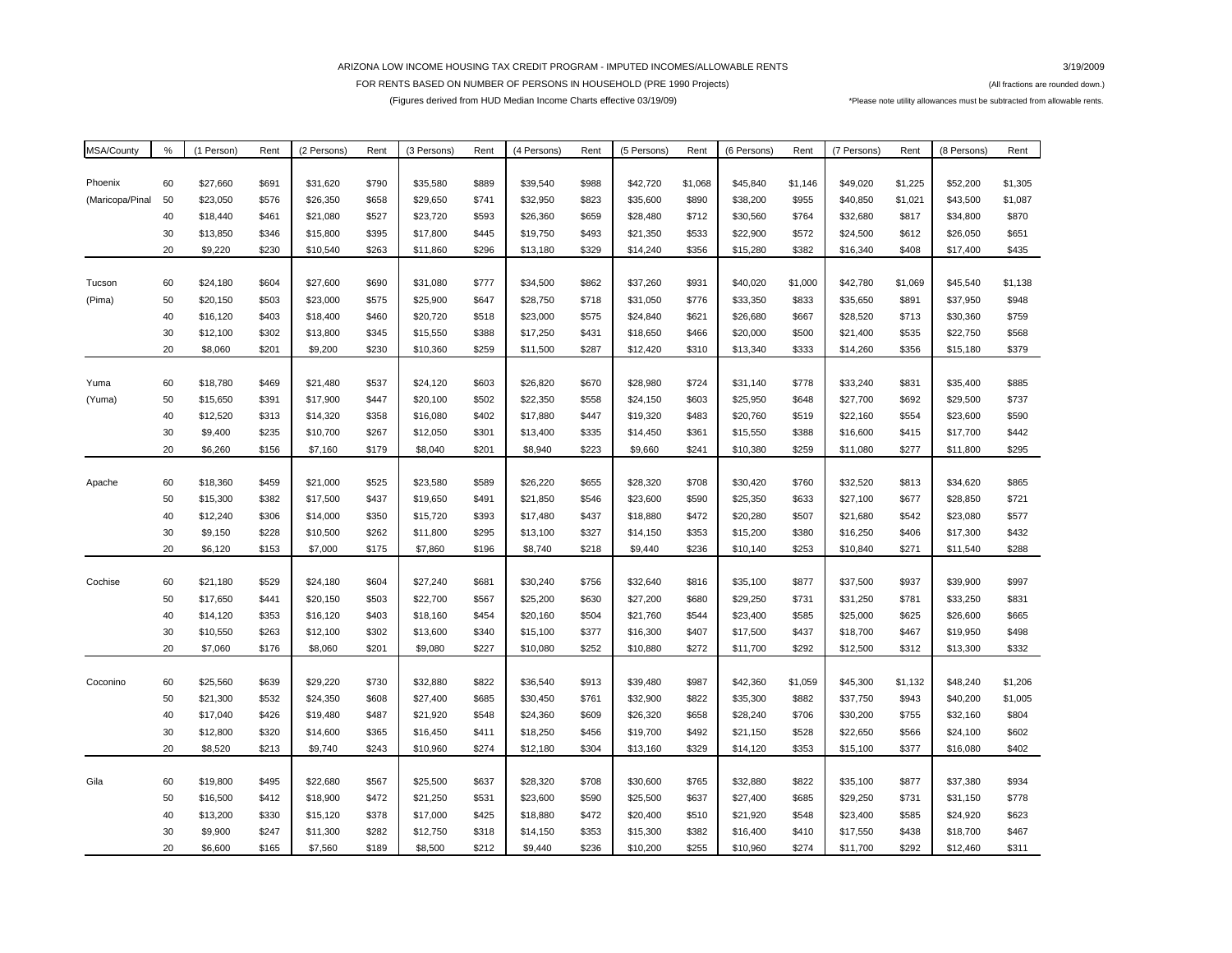ARIZONA LOW INCOME HOUSING TAX CREDIT PROGRAM - IMPUTED INCOMES/ALLOWABLE RENTS

3/19/2009

FOR RENTS BASED ON NUMBER OF PERSONS IN HOUSEHOLD (PRE 1990 Projects)

(All fractions are rounded down.)

(Figures derived from HUD Median Income Charts effective 03/19/09)

*Please note utility allowances must be subtracted from allowable rents.

| MSA/County | % | (1 Person) | Rent | (2 Persons) | Rent | (3 Persons) | Rent | (4 Persons) | Rent | (5 Persons) | Rent | (6 Persons) | Rent | (7 Persons) | Rent | (8 Persons) | Rent |
|---|---|---|---|---|---|---|---|---|---|---|---|---|---|---|---|---|---|
| Phoenix | 60 | $27,660 | $691 | $31,620 | $790 | $35,580 | $889 | $39,540 | $988 | $42,720 | $1,068 | $45,840 | $1,146 | $49,020 | $1,225 | $52,200 | $1,305 |
| (Maricopa/Pinal | 50 | $23,050 | $576 | $26,350 | $658 | $29,650 | $741 | $32,950 | $823 | $35,600 | $890 | $38,200 | $955 | $40,850 | $1,021 | $43,500 | $1,087 |
| | 40 | $18,440 | $461 | $21,080 | $527 | $23,720 | $593 | $26,360 | $659 | $28,480 | $712 | $30,560 | $764 | $32,680 | $817 | $34,800 | $870 |
| | 30 | $13,850 | $346 | $15,800 | $395 | $17,800 | $445 | $19,750 | $493 | $21,350 | $533 | $22,900 | $572 | $24,500 | $612 | $26,050 | $651 |
| | 20 | $9,220 | $230 | $10,540 | $263 | $11,860 | $296 | $13,180 | $329 | $14,240 | $356 | $15,280 | $382 | $16,340 | $408 | $17,400 | $435 |
| Tucson | 60 | $24,180 | $604 | $27,600 | $690 | $31,080 | $777 | $34,500 | $862 | $37,260 | $931 | $40,020 | $1,000 | $42,780 | $1,069 | $45,540 | $1,138 |
| (Pima) | 50 | $20,150 | $503 | $23,000 | $575 | $25,900 | $647 | $28,750 | $718 | $31,050 | $776 | $33,350 | $833 | $35,650 | $891 | $37,950 | $948 |
| | 40 | $16,120 | $403 | $18,400 | $460 | $20,720 | $518 | $23,000 | $575 | $24,840 | $621 | $26,680 | $667 | $28,520 | $713 | $30,360 | $759 |
| | 30 | $12,100 | $302 | $13,800 | $345 | $15,550 | $388 | $17,250 | $431 | $18,650 | $466 | $20,000 | $500 | $21,400 | $535 | $22,750 | $568 |
| | 20 | $8,060 | $201 | $9,200 | $230 | $10,360 | $259 | $11,500 | $287 | $12,420 | $310 | $13,340 | $333 | $14,260 | $356 | $15,180 | $379 |
| Yuma | 60 | $18,780 | $469 | $21,480 | $537 | $24,120 | $603 | $26,820 | $670 | $28,980 | $724 | $31,140 | $778 | $33,240 | $831 | $35,400 | $885 |
| (Yuma) | 50 | $15,650 | $391 | $17,900 | $447 | $20,100 | $502 | $22,350 | $558 | $24,150 | $603 | $25,950 | $648 | $27,700 | $692 | $29,500 | $737 |
| | 40 | $12,520 | $313 | $14,320 | $358 | $16,080 | $402 | $17,880 | $447 | $19,320 | $483 | $20,760 | $519 | $22,160 | $554 | $23,600 | $590 |
| | 30 | $9,400 | $235 | $10,700 | $267 | $12,050 | $301 | $13,400 | $335 | $14,450 | $361 | $15,550 | $388 | $16,600 | $415 | $17,700 | $442 |
| | 20 | $6,260 | $156 | $7,160 | $179 | $8,040 | $201 | $8,940 | $223 | $9,660 | $241 | $10,380 | $259 | $11,080 | $277 | $11,800 | $295 |
| Apache | 60 | $18,360 | $459 | $21,000 | $525 | $23,580 | $589 | $26,220 | $655 | $28,320 | $708 | $30,420 | $760 | $32,520 | $813 | $34,620 | $865 |
| | 50 | $15,300 | $382 | $17,500 | $437 | $19,650 | $491 | $21,850 | $546 | $23,600 | $590 | $25,350 | $633 | $27,100 | $677 | $28,850 | $721 |
| | 40 | $12,240 | $306 | $14,000 | $350 | $15,720 | $393 | $17,480 | $437 | $18,880 | $472 | $20,280 | $507 | $21,680 | $542 | $23,080 | $577 |
| | 30 | $9,150 | $228 | $10,500 | $262 | $11,800 | $295 | $13,100 | $327 | $14,150 | $353 | $15,200 | $380 | $16,250 | $406 | $17,300 | $432 |
| | 20 | $6,120 | $153 | $7,000 | $175 | $7,860 | $196 | $8,740 | $218 | $9,440 | $236 | $10,140 | $253 | $10,840 | $271 | $11,540 | $288 |
| Cochise | 60 | $21,180 | $529 | $24,180 | $604 | $27,240 | $681 | $30,240 | $756 | $32,640 | $816 | $35,100 | $877 | $37,500 | $937 | $39,900 | $997 |
| | 50 | $17,650 | $441 | $20,150 | $503 | $22,700 | $567 | $25,200 | $630 | $27,200 | $680 | $29,250 | $731 | $31,250 | $781 | $33,250 | $831 |
| | 40 | $14,120 | $353 | $16,120 | $403 | $18,160 | $454 | $20,160 | $504 | $21,760 | $544 | $23,400 | $585 | $25,000 | $625 | $26,600 | $665 |
| | 30 | $10,550 | $263 | $12,100 | $302 | $13,600 | $340 | $15,100 | $377 | $16,300 | $407 | $17,500 | $437 | $18,700 | $467 | $19,950 | $498 |
| | 20 | $7,060 | $176 | $8,060 | $201 | $9,080 | $227 | $10,080 | $252 | $10,880 | $272 | $11,700 | $292 | $12,500 | $312 | $13,300 | $332 |
| Coconino | 60 | $25,560 | $639 | $29,220 | $730 | $32,880 | $822 | $36,540 | $913 | $39,480 | $987 | $42,360 | $1,059 | $45,300 | $1,132 | $48,240 | $1,206 |
| | 50 | $21,300 | $532 | $24,350 | $608 | $27,400 | $685 | $30,450 | $761 | $32,900 | $822 | $35,300 | $882 | $37,750 | $943 | $40,200 | $1,005 |
| | 40 | $17,040 | $426 | $19,480 | $487 | $21,920 | $548 | $24,360 | $609 | $26,320 | $658 | $28,240 | $706 | $30,200 | $755 | $32,160 | $804 |
| | 30 | $12,800 | $320 | $14,600 | $365 | $16,450 | $411 | $18,250 | $456 | $19,700 | $492 | $21,150 | $528 | $22,650 | $566 | $24,100 | $602 |
| | 20 | $8,520 | $213 | $9,740 | $243 | $10,960 | $274 | $12,180 | $304 | $13,160 | $329 | $14,120 | $353 | $15,100 | $377 | $16,080 | $402 |
| Gila | 60 | $19,800 | $495 | $22,680 | $567 | $25,500 | $637 | $28,320 | $708 | $30,600 | $765 | $32,880 | $822 | $35,100 | $877 | $37,380 | $934 |
| | 50 | $16,500 | $412 | $18,900 | $472 | $21,250 | $531 | $23,600 | $590 | $25,500 | $637 | $27,400 | $685 | $29,250 | $731 | $31,150 | $778 |
| | 40 | $13,200 | $330 | $15,120 | $378 | $17,000 | $425 | $18,880 | $472 | $20,400 | $510 | $21,920 | $548 | $23,400 | $585 | $24,920 | $623 |
| | 30 | $9,900 | $247 | $11,300 | $282 | $12,750 | $318 | $14,150 | $353 | $15,300 | $382 | $16,400 | $410 | $17,550 | $438 | $18,700 | $467 |
| | 20 | $6,600 | $165 | $7,560 | $189 | $8,500 | $212 | $9,440 | $236 | $10,200 | $255 | $10,960 | $274 | $11,700 | $292 | $12,460 | $311 |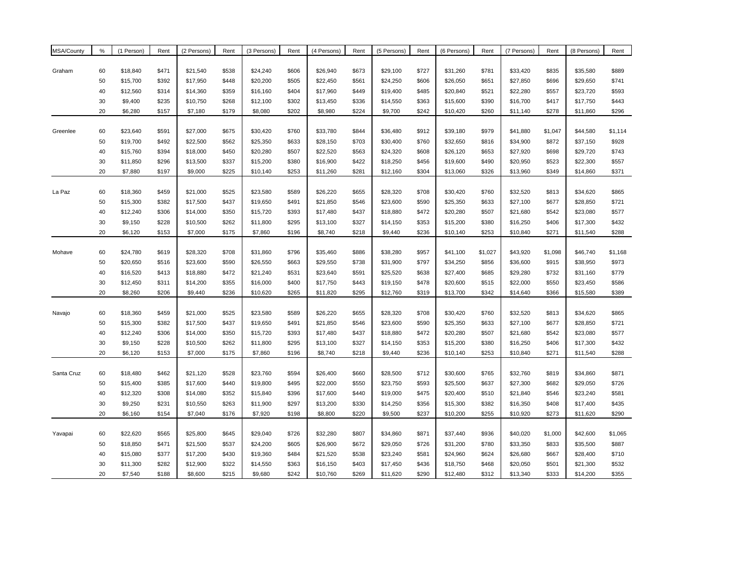| MSA/County | % | (1 Person) | Rent | (2 Persons) | Rent | (3 Persons) | Rent | (4 Persons) | Rent | (5 Persons) | Rent | (6 Persons) | Rent | (7 Persons) | Rent | (8 Persons) | Rent |
|---|---|---|---|---|---|---|---|---|---|---|---|---|---|---|---|---|---|
| Graham | 60 | $18,840 | $471 | $21,540 | $538 | $24,240 | $606 | $26,940 | $673 | $29,100 | $727 | $31,260 | $781 | $33,420 | $835 | $35,580 | $889 |
| | 50 | $15,700 | $392 | $17,950 | $448 | $20,200 | $505 | $22,450 | $561 | $24,250 | $606 | $26,050 | $651 | $27,850 | $696 | $29,650 | $741 |
| | 40 | $12,560 | $314 | $14,360 | $359 | $16,160 | $404 | $17,960 | $449 | $19,400 | $485 | $20,840 | $521 | $22,280 | $557 | $23,720 | $593 |
| | 30 | $9,400 | $235 | $10,750 | $268 | $12,100 | $302 | $13,450 | $336 | $14,550 | $363 | $15,600 | $390 | $16,700 | $417 | $17,750 | $443 |
| | 20 | $6,280 | $157 | $7,180 | $179 | $8,080 | $202 | $8,980 | $224 | $9,700 | $242 | $10,420 | $260 | $11,140 | $278 | $11,860 | $296 |
| Greenlee | 60 | $23,640 | $591 | $27,000 | $675 | $30,420 | $760 | $33,780 | $844 | $36,480 | $912 | $39,180 | $979 | $41,880 | $1,047 | $44,580 | $1,114 |
| | 50 | $19,700 | $492 | $22,500 | $562 | $25,350 | $633 | $28,150 | $703 | $30,400 | $760 | $32,650 | $816 | $34,900 | $872 | $37,150 | $928 |
| | 40 | $15,760 | $394 | $18,000 | $450 | $20,280 | $507 | $22,520 | $563 | $24,320 | $608 | $26,120 | $653 | $27,920 | $698 | $29,720 | $743 |
| | 30 | $11,850 | $296 | $13,500 | $337 | $15,200 | $380 | $16,900 | $422 | $18,250 | $456 | $19,600 | $490 | $20,950 | $523 | $22,300 | $557 |
| | 20 | $7,880 | $197 | $9,000 | $225 | $10,140 | $253 | $11,260 | $281 | $12,160 | $304 | $13,060 | $326 | $13,960 | $349 | $14,860 | $371 |
| La Paz | 60 | $18,360 | $459 | $21,000 | $525 | $23,580 | $589 | $26,220 | $655 | $28,320 | $708 | $30,420 | $760 | $32,520 | $813 | $34,620 | $865 |
| | 50 | $15,300 | $382 | $17,500 | $437 | $19,650 | $491 | $21,850 | $546 | $23,600 | $590 | $25,350 | $633 | $27,100 | $677 | $28,850 | $721 |
| | 40 | $12,240 | $306 | $14,000 | $350 | $15,720 | $393 | $17,480 | $437 | $18,880 | $472 | $20,280 | $507 | $21,680 | $542 | $23,080 | $577 |
| | 30 | $9,150 | $228 | $10,500 | $262 | $11,800 | $295 | $13,100 | $327 | $14,150 | $353 | $15,200 | $380 | $16,250 | $406 | $17,300 | $432 |
| | 20 | $6,120 | $153 | $7,000 | $175 | $7,860 | $196 | $8,740 | $218 | $9,440 | $236 | $10,140 | $253 | $10,840 | $271 | $11,540 | $288 |
| Mohave | 60 | $24,780 | $619 | $28,320 | $708 | $31,860 | $796 | $35,460 | $886 | $38,280 | $957 | $41,100 | $1,027 | $43,920 | $1,098 | $46,740 | $1,168 |
| | 50 | $20,650 | $516 | $23,600 | $590 | $26,550 | $663 | $29,550 | $738 | $31,900 | $797 | $34,250 | $856 | $36,600 | $915 | $38,950 | $973 |
| | 40 | $16,520 | $413 | $18,880 | $472 | $21,240 | $531 | $23,640 | $591 | $25,520 | $638 | $27,400 | $685 | $29,280 | $732 | $31,160 | $779 |
| | 30 | $12,450 | $311 | $14,200 | $355 | $16,000 | $400 | $17,750 | $443 | $19,150 | $478 | $20,600 | $515 | $22,000 | $550 | $23,450 | $586 |
| | 20 | $8,260 | $206 | $9,440 | $236 | $10,620 | $265 | $11,820 | $295 | $12,760 | $319 | $13,700 | $342 | $14,640 | $366 | $15,580 | $389 |
| Navajo | 60 | $18,360 | $459 | $21,000 | $525 | $23,580 | $589 | $26,220 | $655 | $28,320 | $708 | $30,420 | $760 | $32,520 | $813 | $34,620 | $865 |
| | 50 | $15,300 | $382 | $17,500 | $437 | $19,650 | $491 | $21,850 | $546 | $23,600 | $590 | $25,350 | $633 | $27,100 | $677 | $28,850 | $721 |
| | 40 | $12,240 | $306 | $14,000 | $350 | $15,720 | $393 | $17,480 | $437 | $18,880 | $472 | $20,280 | $507 | $21,680 | $542 | $23,080 | $577 |
| | 30 | $9,150 | $228 | $10,500 | $262 | $11,800 | $295 | $13,100 | $327 | $14,150 | $353 | $15,200 | $380 | $16,250 | $406 | $17,300 | $432 |
| | 20 | $6,120 | $153 | $7,000 | $175 | $7,860 | $196 | $8,740 | $218 | $9,440 | $236 | $10,140 | $253 | $10,840 | $271 | $11,540 | $288 |
| Santa Cruz | 60 | $18,480 | $462 | $21,120 | $528 | $23,760 | $594 | $26,400 | $660 | $28,500 | $712 | $30,600 | $765 | $32,760 | $819 | $34,860 | $871 |
| | 50 | $15,400 | $385 | $17,600 | $440 | $19,800 | $495 | $22,000 | $550 | $23,750 | $593 | $25,500 | $637 | $27,300 | $682 | $29,050 | $726 |
| | 40 | $12,320 | $308 | $14,080 | $352 | $15,840 | $396 | $17,600 | $440 | $19,000 | $475 | $20,400 | $510 | $21,840 | $546 | $23,240 | $581 |
| | 30 | $9,250 | $231 | $10,550 | $263 | $11,900 | $297 | $13,200 | $330 | $14,250 | $356 | $15,300 | $382 | $16,350 | $408 | $17,400 | $435 |
| | 20 | $6,160 | $154 | $7,040 | $176 | $7,920 | $198 | $8,800 | $220 | $9,500 | $237 | $10,200 | $255 | $10,920 | $273 | $11,620 | $290 |
| Yavapai | 60 | $22,620 | $565 | $25,800 | $645 | $29,040 | $726 | $32,280 | $807 | $34,860 | $871 | $37,440 | $936 | $40,020 | $1,000 | $42,600 | $1,065 |
| | 50 | $18,850 | $471 | $21,500 | $537 | $24,200 | $605 | $26,900 | $672 | $29,050 | $726 | $31,200 | $780 | $33,350 | $833 | $35,500 | $887 |
| | 40 | $15,080 | $377 | $17,200 | $430 | $19,360 | $484 | $21,520 | $538 | $23,240 | $581 | $24,960 | $624 | $26,680 | $667 | $28,400 | $710 |
| | 30 | $11,300 | $282 | $12,900 | $322 | $14,550 | $363 | $16,150 | $403 | $17,450 | $436 | $18,750 | $468 | $20,050 | $501 | $21,300 | $532 |
| | 20 | $7,540 | $188 | $8,600 | $215 | $9,680 | $242 | $10,760 | $269 | $11,620 | $290 | $12,480 | $312 | $13,340 | $333 | $14,200 | $355 |